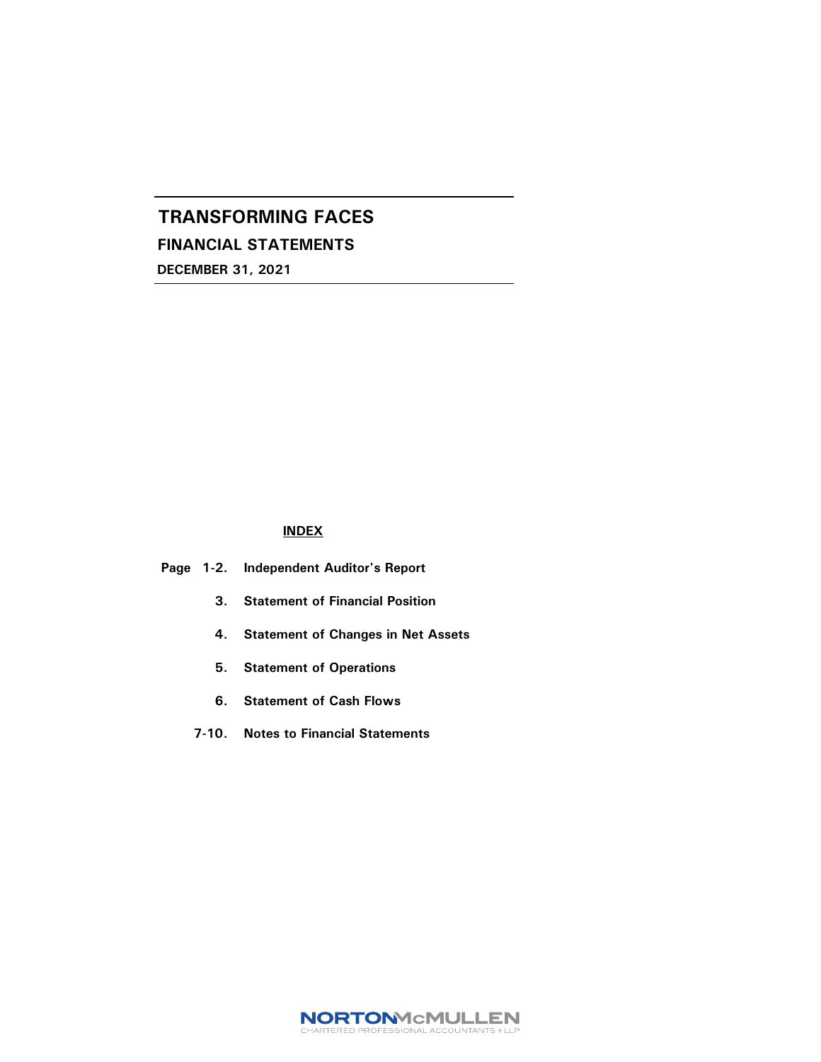# TRANSFORMING FACES

## FINANCIAL STATEMENTS

**DECEMBER 31, 2021**

**INDEX**

| | |
|---|---|
| Page 1-2. | Independent Auditor's Report |
| 3. | Statement of Financial Position |
| 4. | Statement of Changes in Net Assets |
| 5. | Statement of Operations |
| 6. | Statement of Cash Flows |
| 7-10. | Notes to Financial Statements |

NORTON McMULLEN
CHARTERED PROFESSIONAL ACCOUNTANTS LLP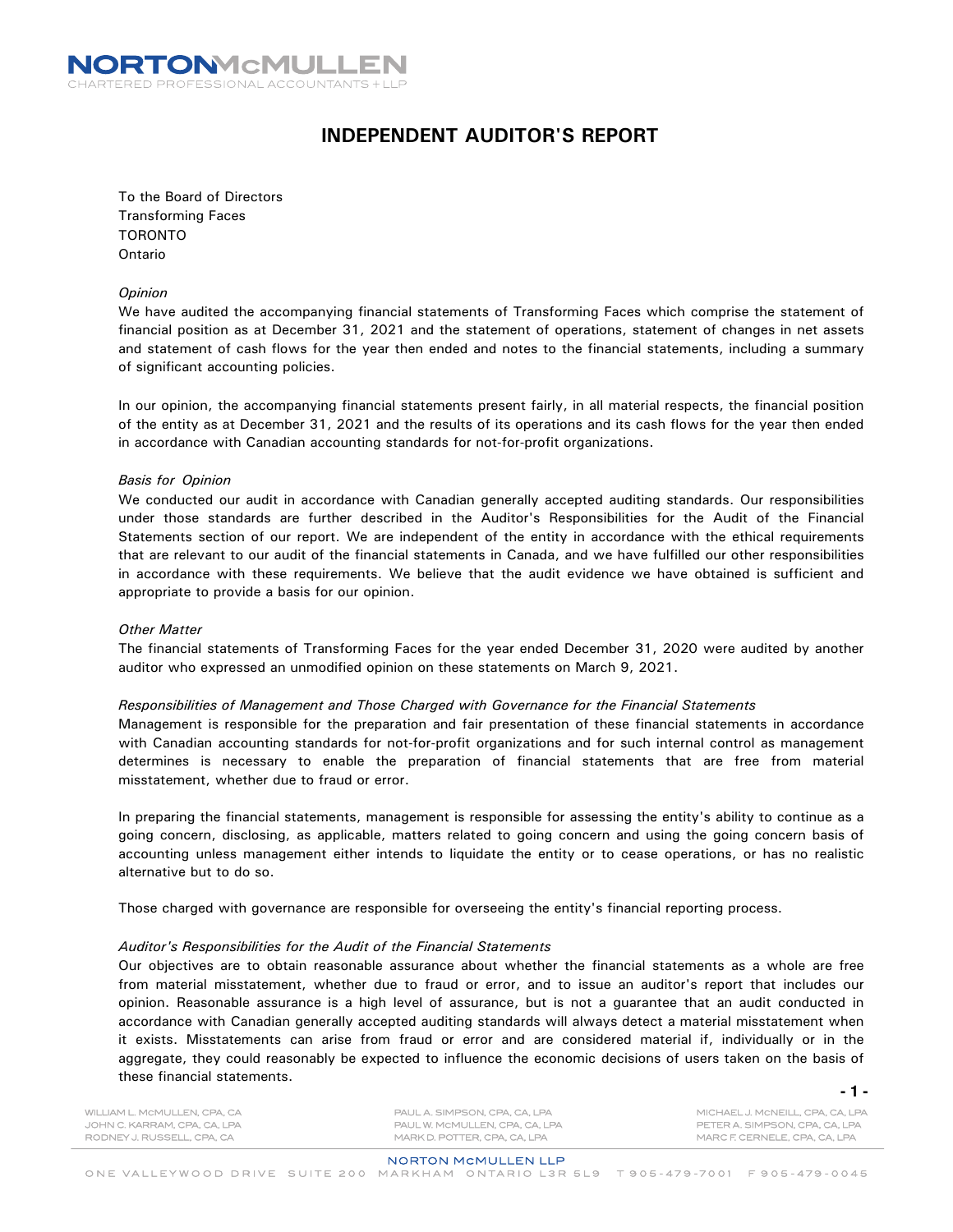# INDEPENDENT AUDITOR'S REPORT

To the Board of Directors
Transforming Faces
TORONTO
Ontario

*Opinion*

We have audited the accompanying financial statements of Transforming Faces which comprise the statement of financial position as at December 31, 2021 and the statement of operations, statement of changes in net assets and statement of cash flows for the year then ended and notes to the financial statements, including a summary of significant accounting policies.

In our opinion, the accompanying financial statements present fairly, in all material respects, the financial position of the entity as at December 31, 2021 and the results of its operations and its cash flows for the year then ended in accordance with Canadian accounting standards for not-for-profit organizations.

*Basis for Opinion*

We conducted our audit in accordance with Canadian generally accepted auditing standards. Our responsibilities under those standards are further described in the Auditor's Responsibilities for the Audit of the Financial Statements section of our report. We are independent of the entity in accordance with the ethical requirements that are relevant to our audit of the financial statements in Canada, and we have fulfilled our other responsibilities in accordance with these requirements. We believe that the audit evidence we have obtained is sufficient and appropriate to provide a basis for our opinion.

*Other Matter*

The financial statements of Transforming Faces for the year ended December 31, 2020 were audited by another auditor who expressed an unmodified opinion on these statements on March 9, 2021.

*Responsibilities of Management and Those Charged with Governance for the Financial Statements*

Management is responsible for the preparation and fair presentation of these financial statements in accordance with Canadian accounting standards for not-for-profit organizations and for such internal control as management determines is necessary to enable the preparation of financial statements that are free from material misstatement, whether due to fraud or error.

In preparing the financial statements, management is responsible for assessing the entity's ability to continue as a going concern, disclosing, as applicable, matters related to going concern and using the going concern basis of accounting unless management either intends to liquidate the entity or to cease operations, or has no realistic alternative but to do so.

Those charged with governance are responsible for overseeing the entity's financial reporting process.

*Auditor's Responsibilities for the Audit of the Financial Statements*

Our objectives are to obtain reasonable assurance about whether the financial statements as a whole are free from material misstatement, whether due to fraud or error, and to issue an auditor's report that includes our opinion. Reasonable assurance is a high level of assurance, but is not a guarantee that an audit conducted in accordance with Canadian generally accepted auditing standards will always detect a material misstatement when it exists. Misstatements can arise from fraud or error and are considered material if, individually or in the aggregate, they could reasonably be expected to influence the economic decisions of users taken on the basis of these financial statements.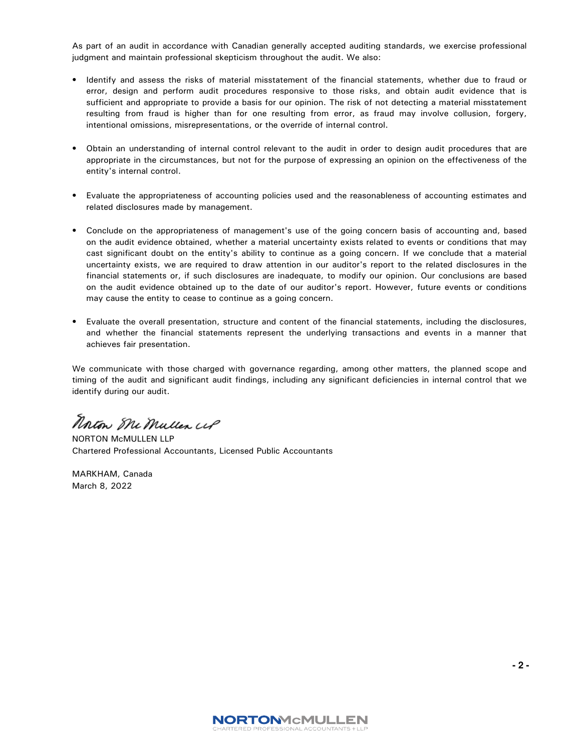As part of an audit in accordance with Canadian generally accepted auditing standards, we exercise professional judgment and maintain professional skepticism throughout the audit. We also:

- Identify and assess the risks of material misstatement of the financial statements, whether due to fraud or error, design and perform audit procedures responsive to those risks, and obtain audit evidence that is sufficient and appropriate to provide a basis for our opinion. The risk of not detecting a material misstatement resulting from fraud is higher than for one resulting from error, as fraud may involve collusion, forgery, intentional omissions, misrepresentations, or the override of internal control.

- Obtain an understanding of internal control relevant to the audit in order to design audit procedures that are appropriate in the circumstances, but not for the purpose of expressing an opinion on the effectiveness of the entity's internal control.

- Evaluate the appropriateness of accounting policies used and the reasonableness of accounting estimates and related disclosures made by management.

- Conclude on the appropriateness of management's use of the going concern basis of accounting and, based on the audit evidence obtained, whether a material uncertainty exists related to events or conditions that may cast significant doubt on the entity's ability to continue as a going concern. If we conclude that a material uncertainty exists, we are required to draw attention in our auditor's report to the related disclosures in the financial statements or, if such disclosures are inadequate, to modify our opinion. Our conclusions are based on the audit evidence obtained up to the date of our auditor's report. However, future events or conditions may cause the entity to cease to continue as a going concern.

- Evaluate the overall presentation, structure and content of the financial statements, including the disclosures, and whether the financial statements represent the underlying transactions and events in a manner that achieves fair presentation.

We communicate with those charged with governance regarding, among other matters, the planned scope and timing of the audit and significant audit findings, including any significant deficiencies in internal control that we identify during our audit.

Norton McMullen LLP

NORTON McMULLEN LLP
Chartered Professional Accountants, Licensed Public Accountants

MARKHAM, Canada
March 8, 2022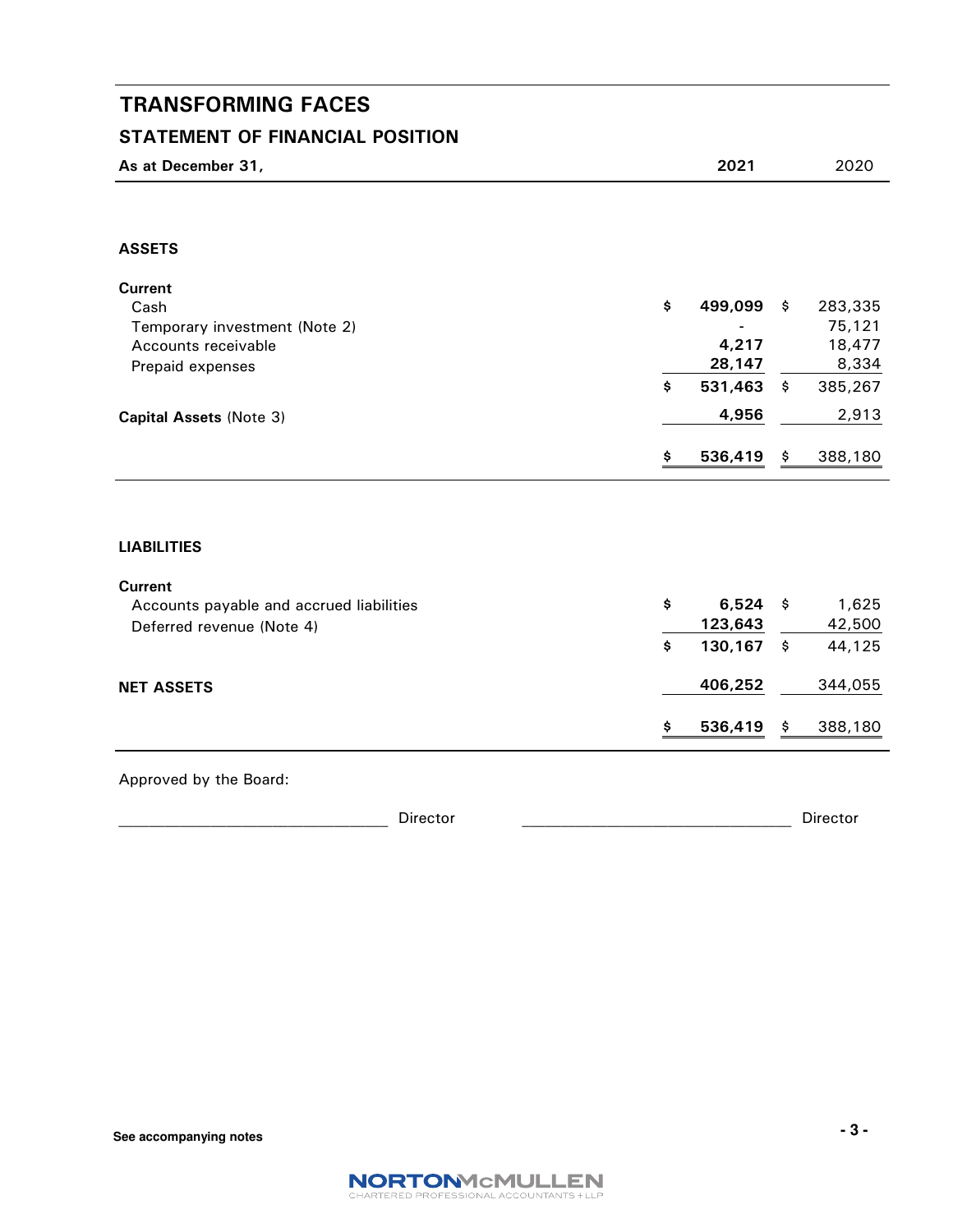# TRANSFORMING FACES

## STATEMENT OF FINANCIAL POSITION

| As at December 31, | 2021 | 2020 |
|---|---|---|
| **ASSETS** | | |
| **Current** | | |
| Cash | $ 499,099 | $ 283,335 |
| Temporary investment (Note 2) | - | 75,121 |
| Accounts receivable | 4,217 | 18,477 |
| Prepaid expenses | 28,147 | 8,334 |
| | $ 531,463 | $ 385,267 |
| **Capital Assets** (Note 3) | 4,956 | 2,913 |
| | $ 536,419 | $ 388,180 |
| **LIABILITIES** | | |
| **Current** | | |
| Accounts payable and accrued liabilities | $ 6,524 | $ 1,625 |
| Deferred revenue (Note 4) | 123,643 | 42,500 |
| | $ 130,167 | $ 44,125 |
| **NET ASSETS** | 406,252 | 344,055 |
| | $ 536,419 | $ 388,180 |

Approved by the Board:

_______________________________ Director _______________________________ Director

See accompanying notes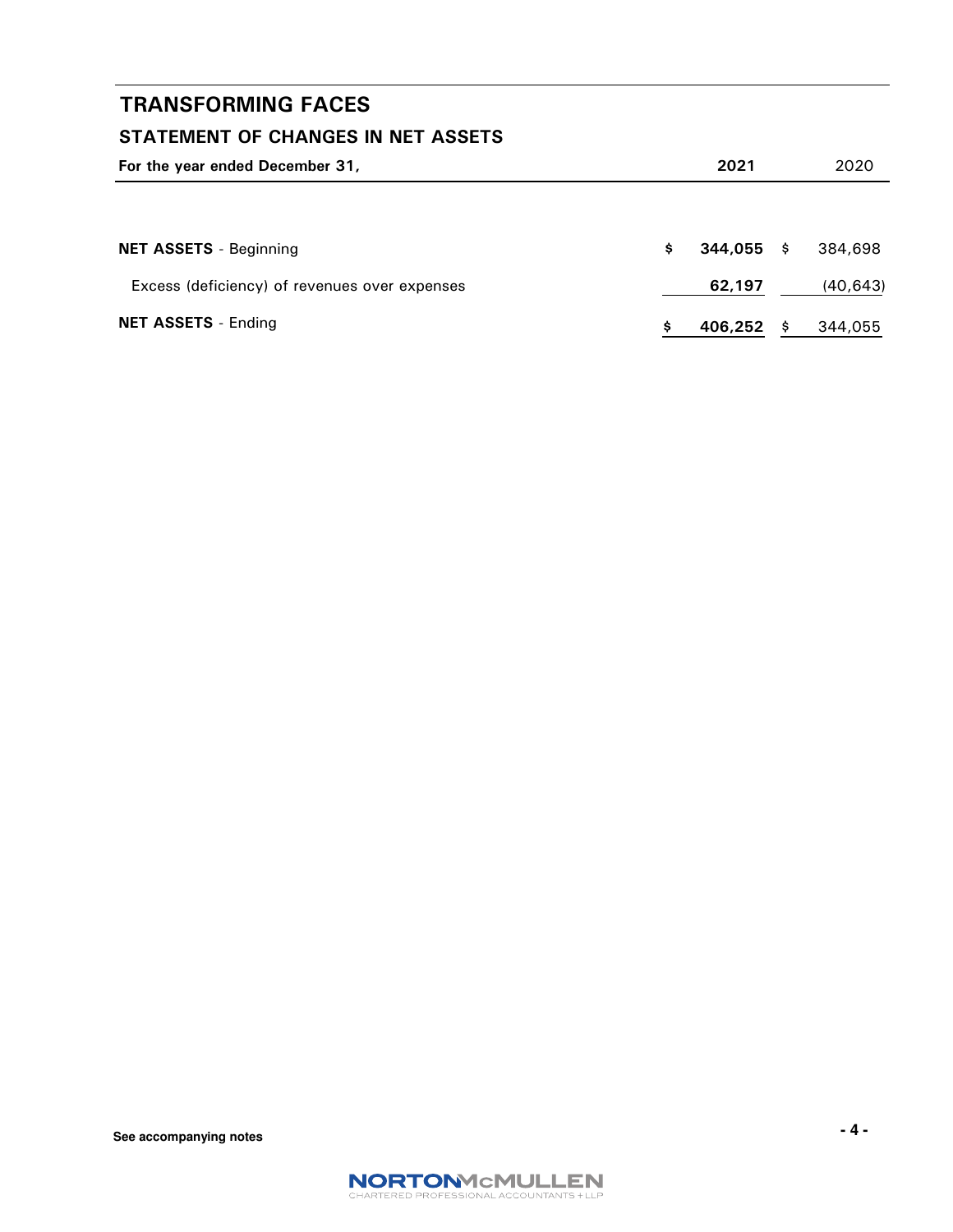# TRANSFORMING FACES

## STATEMENT OF CHANGES IN NET ASSETS

| For the year ended December 31, | 2021 | 2020 |
|---|---|---|
| **NET ASSETS** - Beginning | $ **344,055** | $ 384,698 |
| Excess (deficiency) of revenues over expenses | **62,197** | (40,643) |
| **NET ASSETS** - Ending | $ **406,252** | $ 344,055 |

See accompanying notes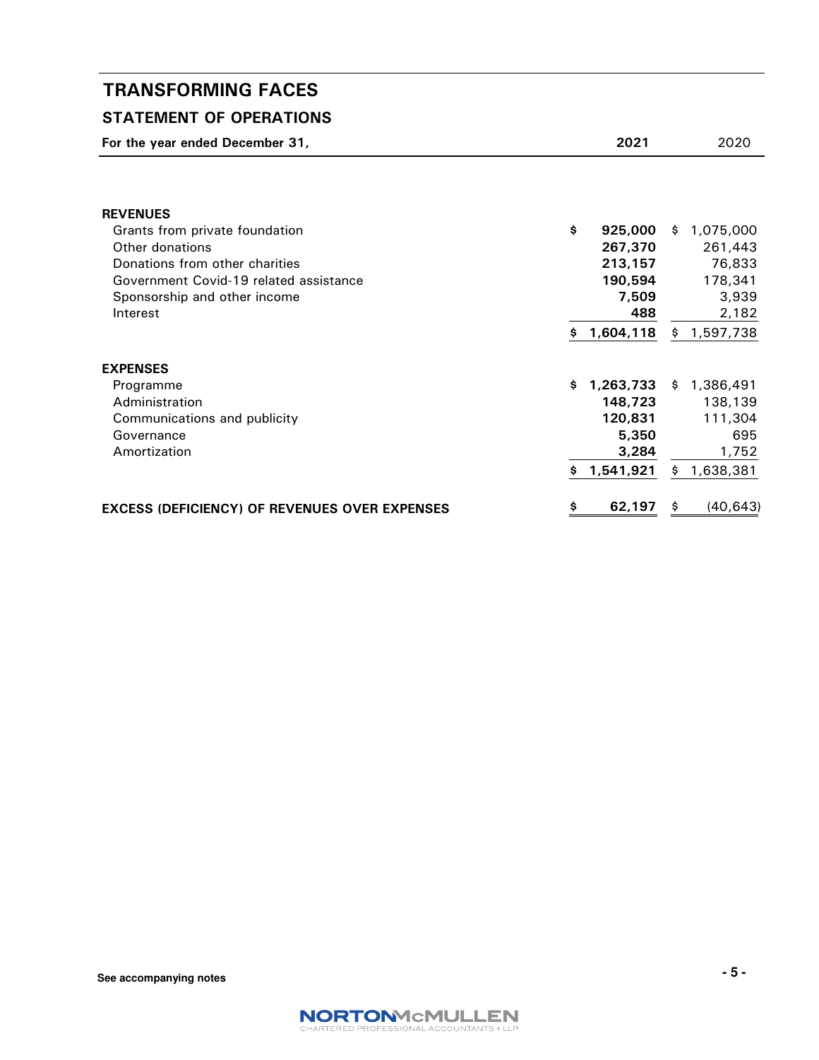# TRANSFORMING FACES

## STATEMENT OF OPERATIONS

| For the year ended December 31, | 2021 | 2020 |
|---|---|---|
| **REVENUES** | | |
| Grants from private foundation | $ 925,000 | $ 1,075,000 |
| Other donations | 267,370 | 261,443 |
| Donations from other charities | 213,157 | 76,833 |
| Government Covid-19 related assistance | 190,594 | 178,341 |
| Sponsorship and other income | 7,509 | 3,939 |
| Interest | 488 | 2,182 |
| | $ 1,604,118 | $ 1,597,738 |
| **EXPENSES** | | |
| Programme | $ 1,263,733 | $ 1,386,491 |
| Administration | 148,723 | 138,139 |
| Communications and publicity | 120,831 | 111,304 |
| Governance | 5,350 | 695 |
| Amortization | 3,284 | 1,752 |
| | $ 1,541,921 | $ 1,638,381 |
| **EXCESS (DEFICIENCY) OF REVENUES OVER EXPENSES** | $ 62,197 | $ (40,643) |

See accompanying notes

NORTONMcMULLEN
CHARTERED PROFESSIONAL ACCOUNTANTS LLP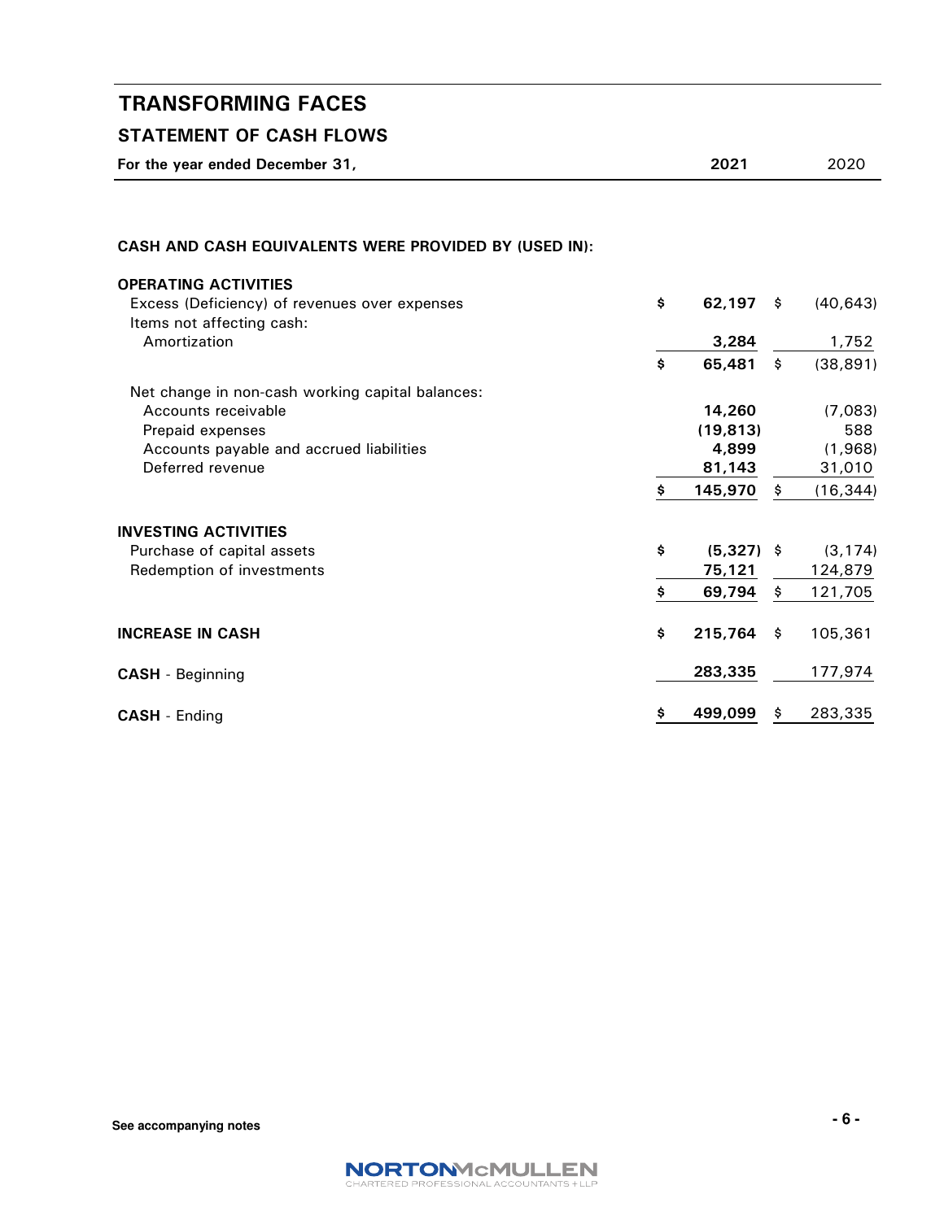# TRANSFORMING FACES

## STATEMENT OF CASH FLOWS

| For the year ended December 31, | | 2021 | | 2020 |
|---|---|---|---|---|
| **CASH AND CASH EQUIVALENTS WERE PROVIDED BY (USED IN):** | | | | |
| **OPERATING ACTIVITIES** | | | | |
| Excess (Deficiency) of revenues over expenses | $ | **62,197** | $ | (40,643) |
| Items not affecting cash: | | | | |
| Amortization | | **3,284** | | 1,752 |
| | $ | **65,481** | $ | (38,891) |
| Net change in non-cash working capital balances: | | | | |
| Accounts receivable | | **14,260** | | (7,083) |
| Prepaid expenses | | **(19,813)** | | 588 |
| Accounts payable and accrued liabilities | | **4,899** | | (1,968) |
| Deferred revenue | | **81,143** | | 31,010 |
| | $ | **145,970** | $ | (16,344) |
| **INVESTING ACTIVITIES** | | | | |
| Purchase of capital assets | $ | **(5,327)** | $ | (3,174) |
| Redemption of investments | | **75,121** | | 124,879 |
| | $ | **69,794** | $ | 121,705 |
| **INCREASE IN CASH** | $ | **215,764** | $ | 105,361 |
| **CASH** - Beginning | | **283,335** | | 177,974 |
| **CASH** - Ending | $ | **499,099** | $ | 283,335 |

**See accompanying notes**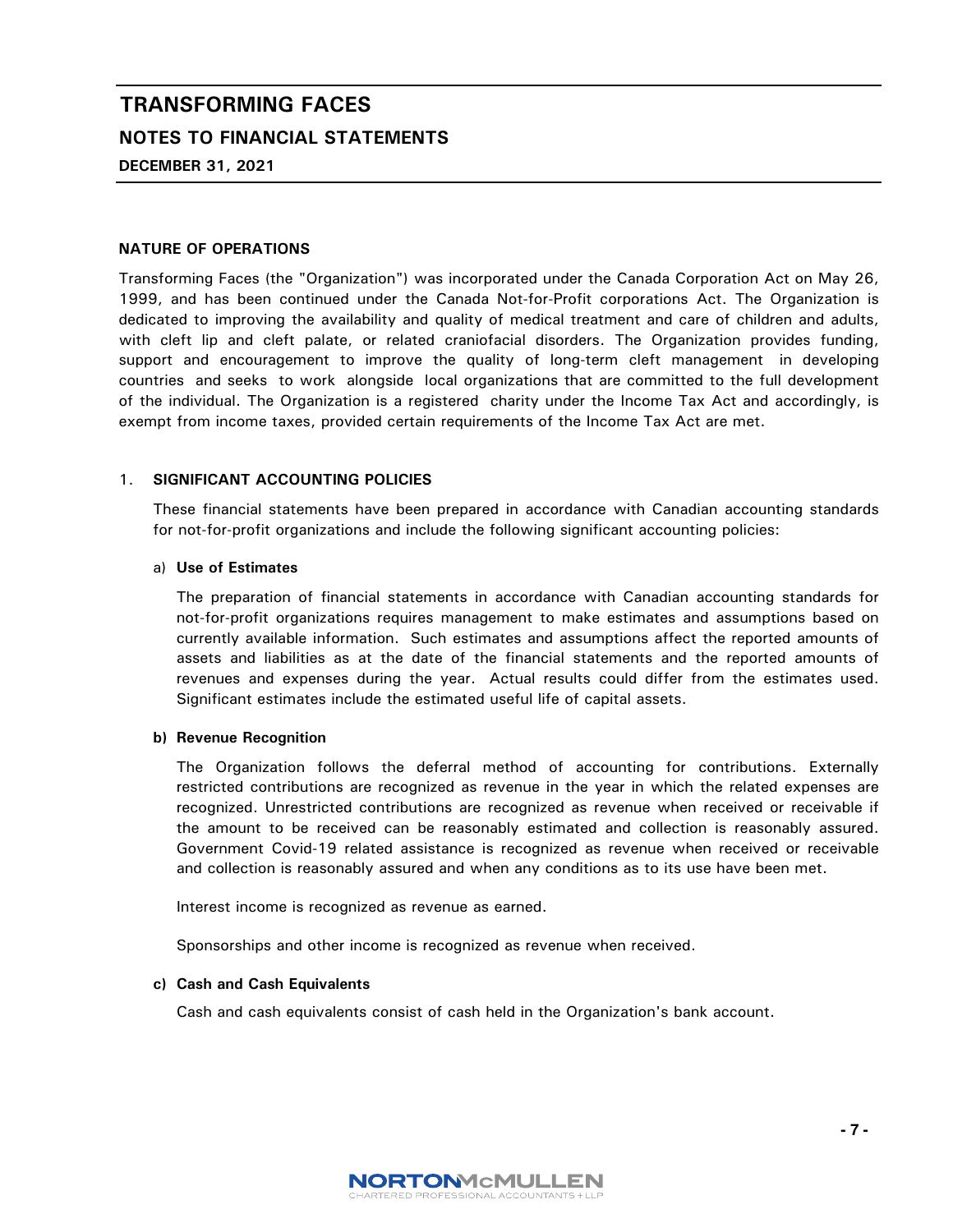# TRANSFORMING FACES

## NOTES TO FINANCIAL STATEMENTS

**DECEMBER 31, 2021**

### NATURE OF OPERATIONS

Transforming Faces (the "Organization") was incorporated under the Canada Corporation Act on May 26, 1999, and has been continued under the Canada Not-for-Profit corporations Act. The Organization is dedicated to improving the availability and quality of medical treatment and care of children and adults, with cleft lip and cleft palate, or related craniofacial disorders. The Organization provides funding, support and encouragement to improve the quality of long-term cleft management in developing countries and seeks to work alongside local organizations that are committed to the full development of the individual. The Organization is a registered charity under the Income Tax Act and accordingly, is exempt from income taxes, provided certain requirements of the Income Tax Act are met.

### 1. SIGNIFICANT ACCOUNTING POLICIES

These financial statements have been prepared in accordance with Canadian accounting standards for not-for-profit organizations and include the following significant accounting policies:

#### a) Use of Estimates

The preparation of financial statements in accordance with Canadian accounting standards for not-for-profit organizations requires management to make estimates and assumptions based on currently available information. Such estimates and assumptions affect the reported amounts of assets and liabilities as at the date of the financial statements and the reported amounts of revenues and expenses during the year. Actual results could differ from the estimates used. Significant estimates include the estimated useful life of capital assets.

#### b) Revenue Recognition

The Organization follows the deferral method of accounting for contributions. Externally restricted contributions are recognized as revenue in the year in which the related expenses are recognized. Unrestricted contributions are recognized as revenue when received or receivable if the amount to be received can be reasonably estimated and collection is reasonably assured. Government Covid-19 related assistance is recognized as revenue when received or receivable and collection is reasonably assured and when any conditions as to its use have been met.

Interest income is recognized as revenue as earned.

Sponsorships and other income is recognized as revenue when received.

#### c) Cash and Cash Equivalents

Cash and cash equivalents consist of cash held in the Organization's bank account.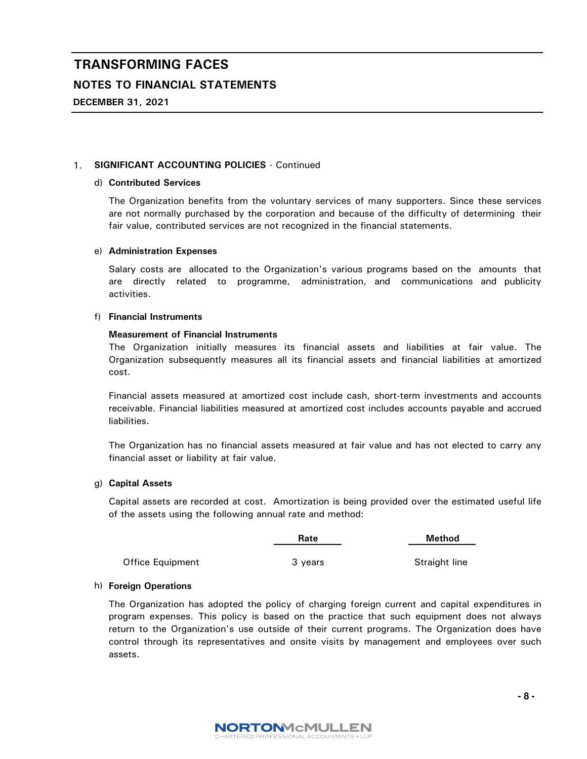# TRANSFORMING FACES

## NOTES TO FINANCIAL STATEMENTS

**DECEMBER 31, 2021**

1. **SIGNIFICANT ACCOUNTING POLICIES** - Continued

d) **Contributed Services**

The Organization benefits from the voluntary services of many supporters. Since these services are not normally purchased by the corporation and because of the difficulty of determining their fair value, contributed services are not recognized in the financial statements.

e) **Administration Expenses**

Salary costs are allocated to the Organization's various programs based on the amounts that are directly related to programme, administration, and communications and publicity activities.

f) **Financial Instruments**

**Measurement of Financial Instruments**

The Organization initially measures its financial assets and liabilities at fair value. The Organization subsequently measures all its financial assets and financial liabilities at amortized cost.

Financial assets measured at amortized cost include cash, short-term investments and accounts receivable. Financial liabilities measured at amortized cost includes accounts payable and accrued liabilities.

The Organization has no financial assets measured at fair value and has not elected to carry any financial asset or liability at fair value.

g) **Capital Assets**

Capital assets are recorded at cost. Amortization is being provided over the estimated useful life of the assets using the following annual rate and method:

| | Rate | Method |
|---|---|---|
| Office Equipment | 3 years | Straight line |

h) **Foreign Operations**

The Organization has adopted the policy of charging foreign current and capital expenditures in program expenses. This policy is based on the practice that such equipment does not always return to the Organization's use outside of their current programs. The Organization does have control through its representatives and onsite visits by management and employees over such assets.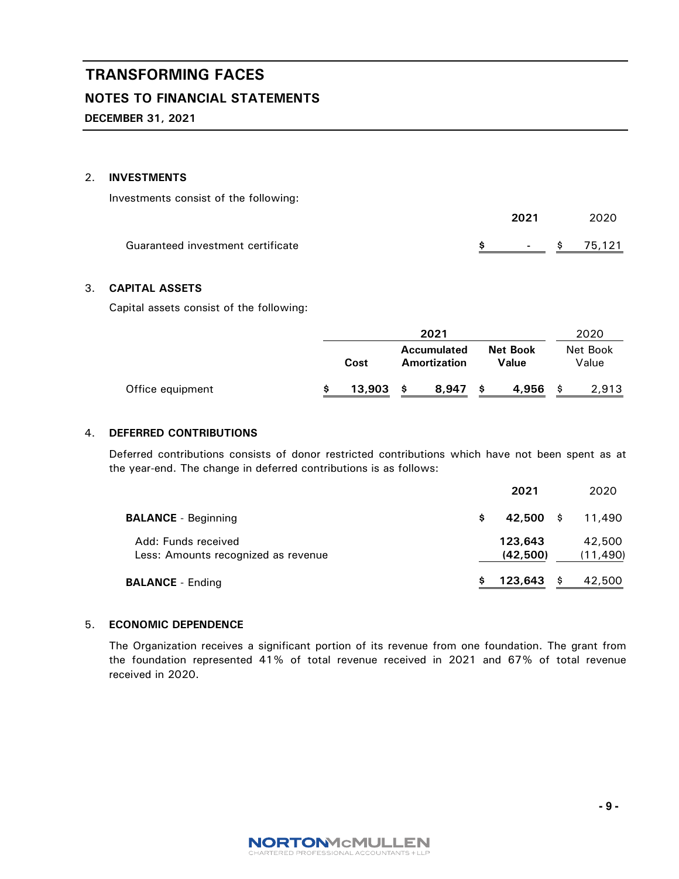# TRANSFORMING FACES

## NOTES TO FINANCIAL STATEMENTS

**DECEMBER 31, 2021**

### 2. INVESTMENTS

Investments consist of the following:

| | **2021** | 2020 |
|---|---|---|
| Guaranteed investment certificate | **$ -** | $ 75,121 |

### 3. CAPITAL ASSETS

Capital assets consist of the following:

| | **2021** | | | 2020 |
|---|---|---|---|---|
| | **Cost** | **Accumulated Amortization** | **Net Book Value** | Net Book Value |
| Office equipment | **$ 13,903** | **$ 8,947** | **$ 4,956** | $ 2,913 |

### 4. DEFERRED CONTRIBUTIONS

Deferred contributions consists of donor restricted contributions which have not been spent as at the year-end. The change in deferred contributions is as follows:

| | **2021** | 2020 |
|---|---|---|
| **BALANCE** - Beginning | **$ 42,500** | $ 11,490 |
| Add: Funds received | **123,643** | 42,500 |
| Less: Amounts recognized as revenue | **(42,500)** | (11,490) |
| **BALANCE** - Ending | **$ 123,643** | $ 42,500 |

### 5. ECONOMIC DEPENDENCE

The Organization receives a significant portion of its revenue from one foundation. The grant from the foundation represented 41% of total revenue received in 2021 and 67% of total revenue received in 2020.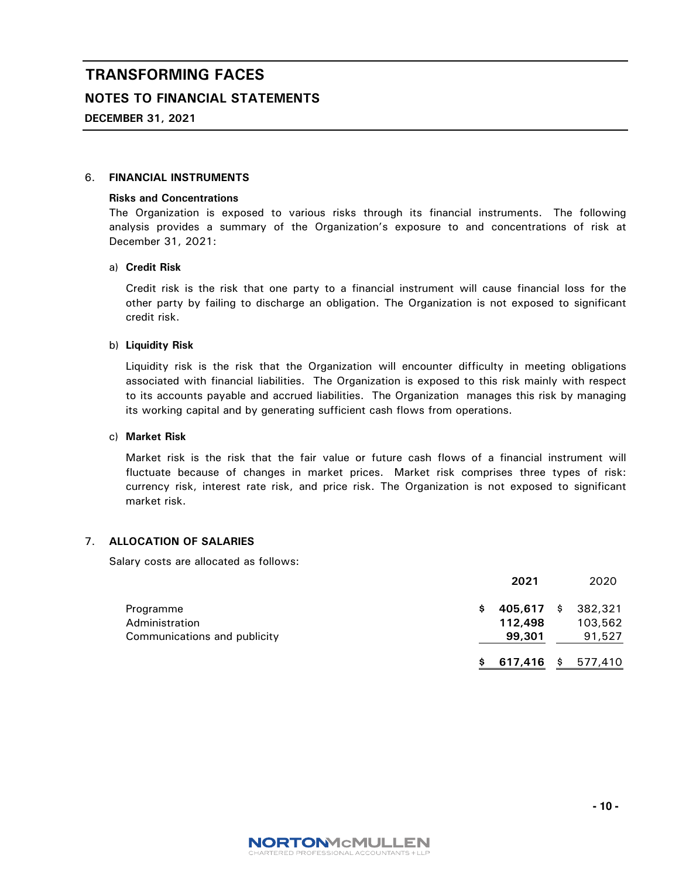# TRANSFORMING FACES

## NOTES TO FINANCIAL STATEMENTS

**DECEMBER 31, 2021**

### 6. FINANCIAL INSTRUMENTS

**Risks and Concentrations**

The Organization is exposed to various risks through its financial instruments. The following analysis provides a summary of the Organization's exposure to and concentrations of risk at December 31, 2021:

a) **Credit Risk**

Credit risk is the risk that one party to a financial instrument will cause financial loss for the other party by failing to discharge an obligation. The Organization is not exposed to significant credit risk.

b) **Liquidity Risk**

Liquidity risk is the risk that the Organization will encounter difficulty in meeting obligations associated with financial liabilities. The Organization is exposed to this risk mainly with respect to its accounts payable and accrued liabilities. The Organization manages this risk by managing its working capital and by generating sufficient cash flows from operations.

c) **Market Risk**

Market risk is the risk that the fair value or future cash flows of a financial instrument will fluctuate because of changes in market prices. Market risk comprises three types of risk: currency risk, interest rate risk, and price risk. The Organization is not exposed to significant market risk.

### 7. ALLOCATION OF SALARIES

Salary costs are allocated as follows:

| | **2021** | 2020 |
|---|---|---|
| Programme | **$ 405,617** | $ 382,321 |
| Administration | **112,498** | 103,562 |
| Communications and publicity | **99,301** | 91,527 |
| | **$ 617,416** | $ 577,410 |